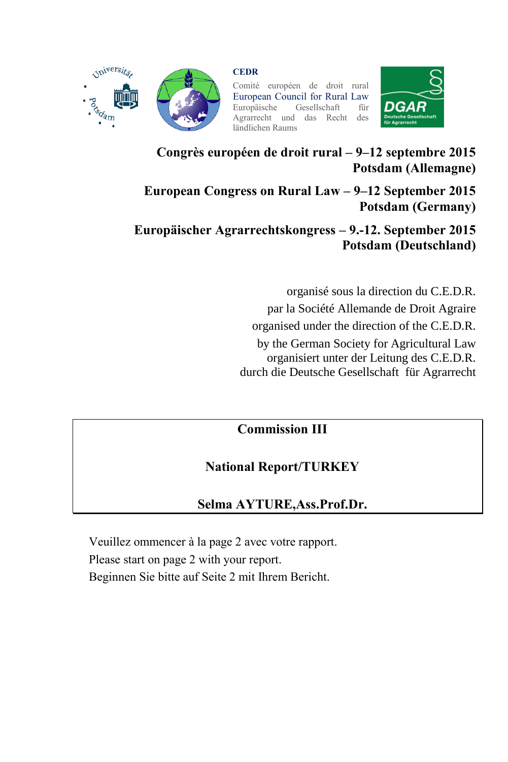**CEDR**

Comité européen de droit rural
European Council for Rural Law
Europäische Gesellschaft für Agrarrecht und das Recht des ländlichen Raums

**Congrès européen de droit rural – 9–12 septembre 2015**
**Potsdam (Allemagne)**

**European Congress on Rural Law – 9–12 September 2015**
**Potsdam (Germany)**

**Europäischer Agrarrechtskongress – 9.-12. September 2015**
**Potsdam (Deutschland)**

organisé sous la direction du C.E.D.R.
par la Société Allemande de Droit Agraire
organised under the direction of the C.E.D.R.
by the German Society for Agricultural Law
organisiert unter der Leitung des C.E.D.R.
durch die Deutsche Gesellschaft für Agrarrecht

**Commission III**

**National Report/TURKEY**

**Selma AYTURE,Ass.Prof.Dr.**

Veuillez ommencer à la page 2 avec votre rapport.
Please start on page 2 with your report.
Beginnen Sie bitte auf Seite 2 mit Ihrem Bericht.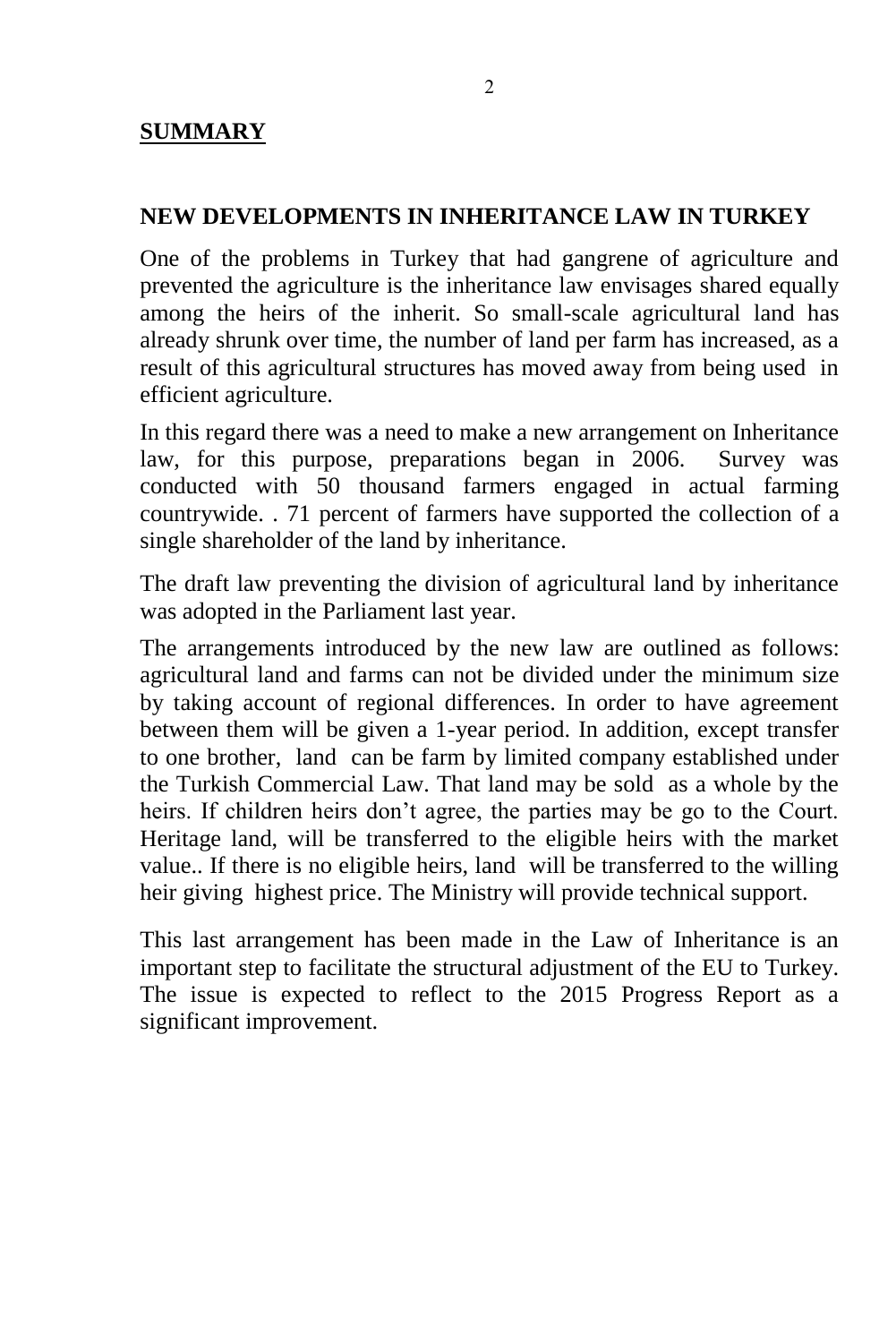## SUMMARY

### NEW DEVELOPMENTS IN INHERITANCE LAW IN TURKEY

One of the problems in Turkey that had gangrene of agriculture and prevented the agriculture is the inheritance law envisages shared equally among the heirs of the inherit. So small-scale agricultural land has already shrunk over time, the number of land per farm has increased, as a result of this agricultural structures has moved away from being used in efficient agriculture.

In this regard there was a need to make a new arrangement on Inheritance law, for this purpose, preparations began in 2006. Survey was conducted with 50 thousand farmers engaged in actual farming countrywide. . 71 percent of farmers have supported the collection of a single shareholder of the land by inheritance.

The draft law preventing the division of agricultural land by inheritance was adopted in the Parliament last year.

The arrangements introduced by the new law are outlined as follows: agricultural land and farms can not be divided under the minimum size by taking account of regional differences. In order to have agreement between them will be given a 1-year period. In addition, except transfer to one brother, land can be farm by limited company established under the Turkish Commercial Law. That land may be sold as a whole by the heirs. If children heirs don't agree, the parties may be go to the Court. Heritage land, will be transferred to the eligible heirs with the market value.. If there is no eligible heirs, land will be transferred to the willing heir giving highest price. The Ministry will provide technical support.

This last arrangement has been made in the Law of Inheritance is an important step to facilitate the structural adjustment of the EU to Turkey. The issue is expected to reflect to the 2015 Progress Report as a significant improvement.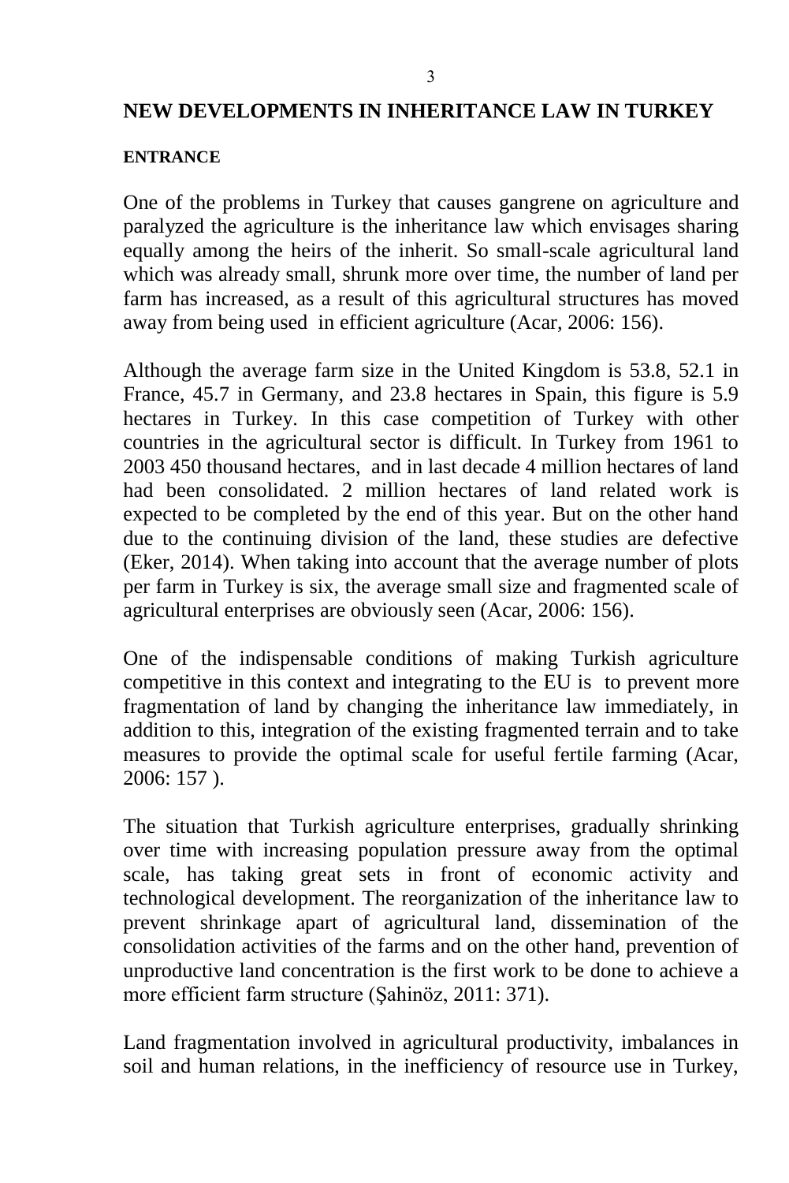# NEW DEVELOPMENTS IN INHERITANCE LAW IN TURKEY

## ENTRANCE

One of the problems in Turkey that causes gangrene on agriculture and paralyzed the agriculture is the inheritance law which envisages sharing equally among the heirs of the inherit. So small-scale agricultural land which was already small, shrunk more over time, the number of land per farm has increased, as a result of this agricultural structures has moved away from being used in efficient agriculture (Acar, 2006: 156).

Although the average farm size in the United Kingdom is 53.8, 52.1 in France, 45.7 in Germany, and 23.8 hectares in Spain, this figure is 5.9 hectares in Turkey. In this case competition of Turkey with other countries in the agricultural sector is difficult. In Turkey from 1961 to 2003 450 thousand hectares, and in last decade 4 million hectares of land had been consolidated. 2 million hectares of land related work is expected to be completed by the end of this year. But on the other hand due to the continuing division of the land, these studies are defective (Eker, 2014). When taking into account that the average number of plots per farm in Turkey is six, the average small size and fragmented scale of agricultural enterprises are obviously seen (Acar, 2006: 156).

One of the indispensable conditions of making Turkish agriculture competitive in this context and integrating to the EU is to prevent more fragmentation of land by changing the inheritance law immediately, in addition to this, integration of the existing fragmented terrain and to take measures to provide the optimal scale for useful fertile farming (Acar, 2006: 157 ).

The situation that Turkish agriculture enterprises, gradually shrinking over time with increasing population pressure away from the optimal scale, has taking great sets in front of economic activity and technological development. The reorganization of the inheritance law to prevent shrinkage apart of agricultural land, dissemination of the consolidation activities of the farms and on the other hand, prevention of unproductive land concentration is the first work to be done to achieve a more efficient farm structure (Şahinöz, 2011: 371).

Land fragmentation involved in agricultural productivity, imbalances in soil and human relations, in the inefficiency of resource use in Turkey,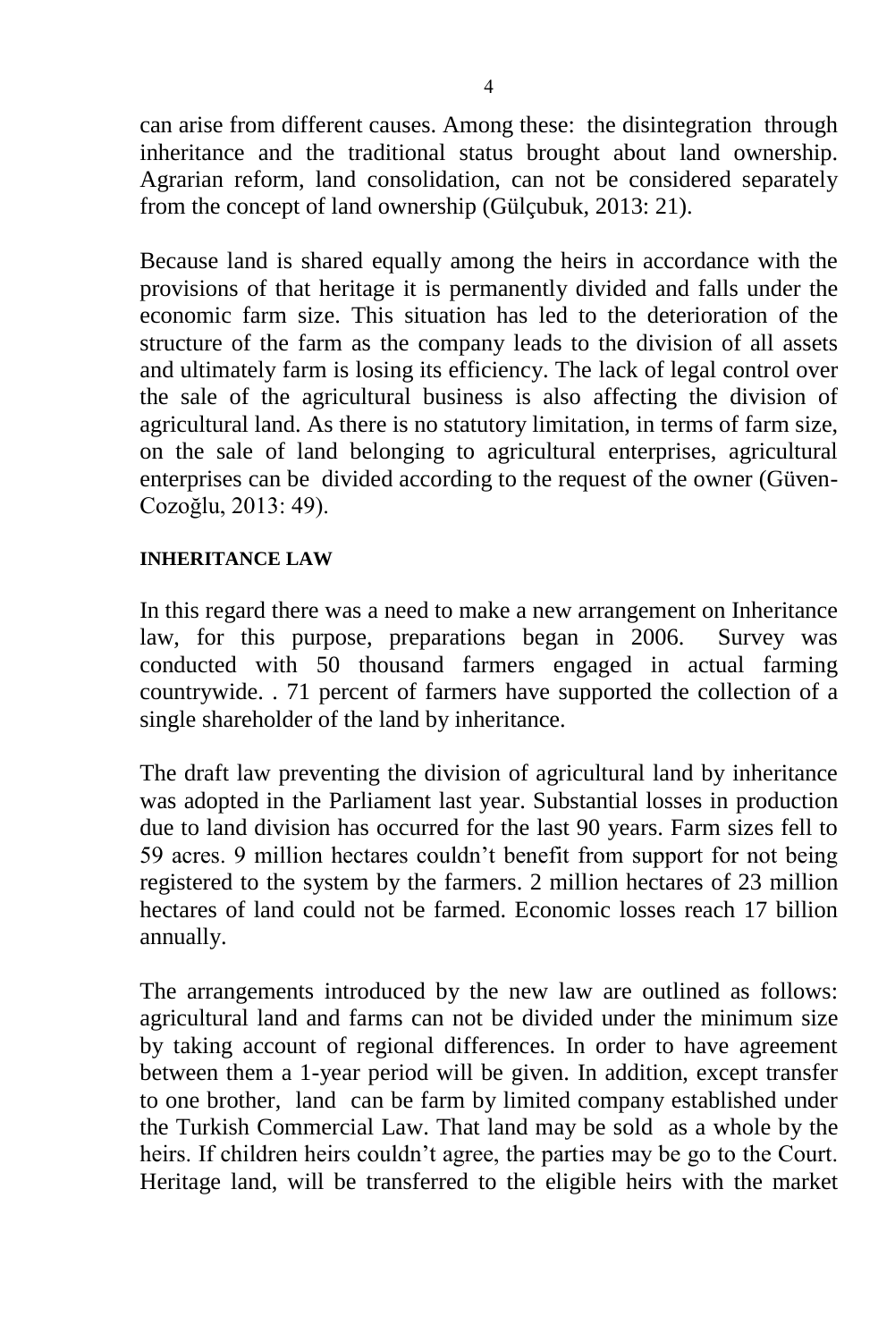can arise from different causes. Among these: the disintegration through inheritance and the traditional status brought about land ownership. Agrarian reform, land consolidation, can not be considered separately from the concept of land ownership (Gülçubuk, 2013: 21).

Because land is shared equally among the heirs in accordance with the provisions of that heritage it is permanently divided and falls under the economic farm size. This situation has led to the deterioration of the structure of the farm as the company leads to the division of all assets and ultimately farm is losing its efficiency. The lack of legal control over the sale of the agricultural business is also affecting the division of agricultural land. As there is no statutory limitation, in terms of farm size, on the sale of land belonging to agricultural enterprises, agricultural enterprises can be divided according to the request of the owner (Güven-Cozoğlu, 2013: 49).

## INHERITANCE LAW

In this regard there was a need to make a new arrangement on Inheritance law, for this purpose, preparations began in 2006. Survey was conducted with 50 thousand farmers engaged in actual farming countrywide. . 71 percent of farmers have supported the collection of a single shareholder of the land by inheritance.

The draft law preventing the division of agricultural land by inheritance was adopted in the Parliament last year. Substantial losses in production due to land division has occurred for the last 90 years. Farm sizes fell to 59 acres. 9 million hectares couldn't benefit from support for not being registered to the system by the farmers. 2 million hectares of 23 million hectares of land could not be farmed. Economic losses reach 17 billion annually.

The arrangements introduced by the new law are outlined as follows: agricultural land and farms can not be divided under the minimum size by taking account of regional differences. In order to have agreement between them a 1-year period will be given. In addition, except transfer to one brother, land can be farm by limited company established under the Turkish Commercial Law. That land may be sold as a whole by the heirs. If children heirs couldn't agree, the parties may be go to the Court. Heritage land, will be transferred to the eligible heirs with the market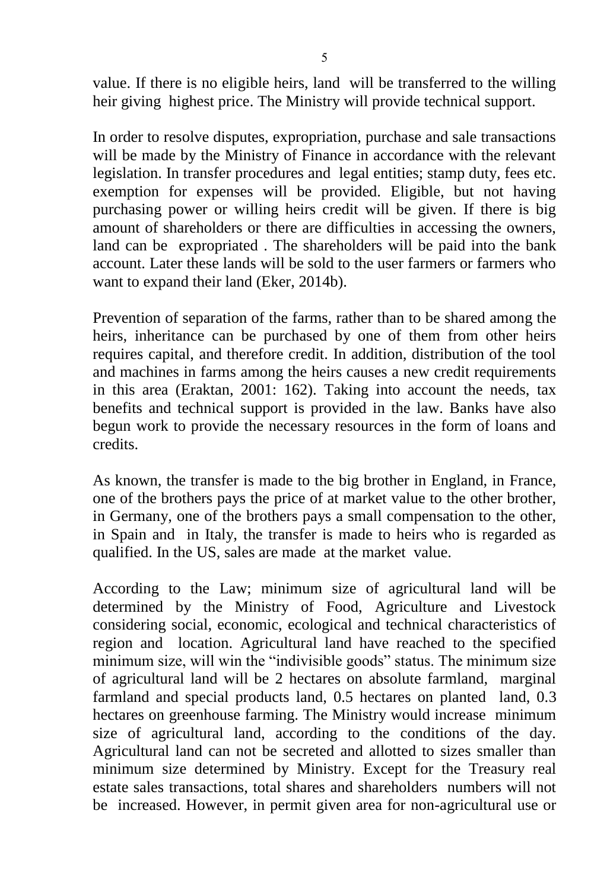value. If there is no eligible heirs, land will be transferred to the willing heir giving highest price. The Ministry will provide technical support.

In order to resolve disputes, expropriation, purchase and sale transactions will be made by the Ministry of Finance in accordance with the relevant legislation. In transfer procedures and legal entities; stamp duty, fees etc. exemption for expenses will be provided. Eligible, but not having purchasing power or willing heirs credit will be given. If there is big amount of shareholders or there are difficulties in accessing the owners, land can be expropriated . The shareholders will be paid into the bank account. Later these lands will be sold to the user farmers or farmers who want to expand their land (Eker, 2014b).

Prevention of separation of the farms, rather than to be shared among the heirs, inheritance can be purchased by one of them from other heirs requires capital, and therefore credit. In addition, distribution of the tool and machines in farms among the heirs causes a new credit requirements in this area (Eraktan, 2001: 162). Taking into account the needs, tax benefits and technical support is provided in the law. Banks have also begun work to provide the necessary resources in the form of loans and credits.

As known, the transfer is made to the big brother in England, in France, one of the brothers pays the price of at market value to the other brother, in Germany, one of the brothers pays a small compensation to the other, in Spain and in Italy, the transfer is made to heirs who is regarded as qualified. In the US, sales are made at the market value.

According to the Law; minimum size of agricultural land will be determined by the Ministry of Food, Agriculture and Livestock considering social, economic, ecological and technical characteristics of region and location. Agricultural land have reached to the specified minimum size, will win the "indivisible goods" status. The minimum size of agricultural land will be 2 hectares on absolute farmland, marginal farmland and special products land, 0.5 hectares on planted land, 0.3 hectares on greenhouse farming. The Ministry would increase minimum size of agricultural land, according to the conditions of the day. Agricultural land can not be secreted and allotted to sizes smaller than minimum size determined by Ministry. Except for the Treasury real estate sales transactions, total shares and shareholders numbers will not be increased. However, in permit given area for non-agricultural use or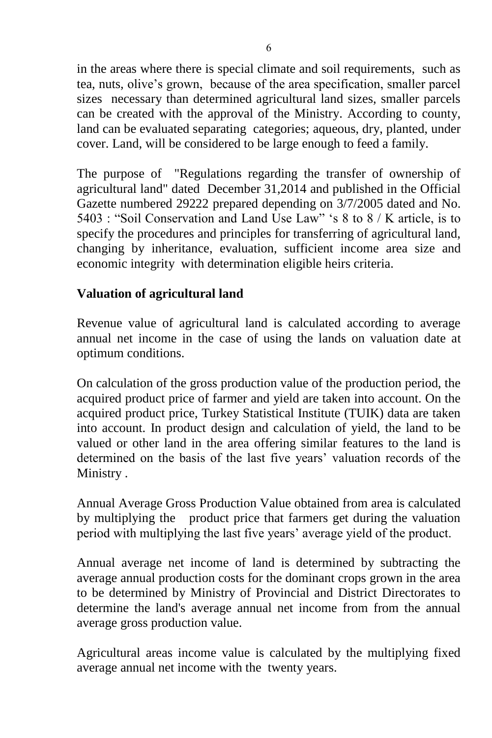in the areas where there is special climate and soil requirements, such as tea, nuts, olive's grown, because of the area specification, smaller parcel sizes necessary than determined agricultural land sizes, smaller parcels can be created with the approval of the Ministry. According to county, land can be evaluated separating categories; aqueous, dry, planted, under cover. Land, will be considered to be large enough to feed a family.

The purpose of "Regulations regarding the transfer of ownership of agricultural land" dated December 31,2014 and published in the Official Gazette numbered 29222 prepared depending on 3/7/2005 dated and No. 5403 : "Soil Conservation and Land Use Law" 's 8 to 8 / K article, is to specify the procedures and principles for transferring of agricultural land, changing by inheritance, evaluation, sufficient income area size and economic integrity with determination eligible heirs criteria.

**Valuation of agricultural land**

Revenue value of agricultural land is calculated according to average annual net income in the case of using the lands on valuation date at optimum conditions.

On calculation of the gross production value of the production period, the acquired product price of farmer and yield are taken into account. On the acquired product price, Turkey Statistical Institute (TUIK) data are taken into account. In product design and calculation of yield, the land to be valued or other land in the area offering similar features to the land is determined on the basis of the last five years' valuation records of the Ministry .

Annual Average Gross Production Value obtained from area is calculated by multiplying the product price that farmers get during the valuation period with multiplying the last five years' average yield of the product.

Annual average net income of land is determined by subtracting the average annual production costs for the dominant crops grown in the area to be determined by Ministry of Provincial and District Directorates to determine the land's average annual net income from from the annual average gross production value.

Agricultural areas income value is calculated by the multiplying fixed average annual net income with the twenty years.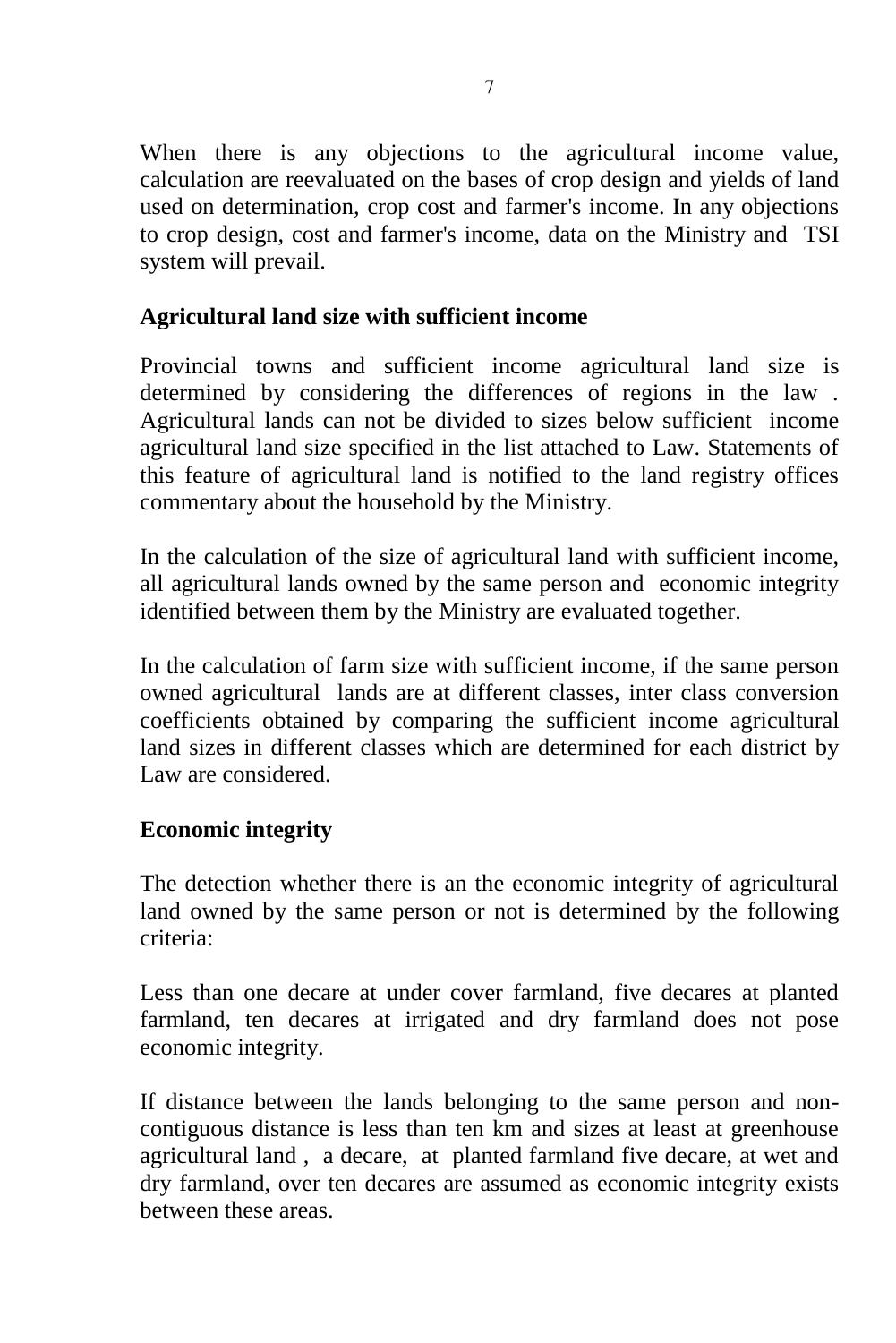When there is any objections to the agricultural income value, calculation are reevaluated on the bases of crop design and yields of land used on determination, crop cost and farmer's income. In any objections to crop design, cost and farmer's income, data on the Ministry and TSI system will prevail.

**Agricultural land size with sufficient income**

Provincial towns and sufficient income agricultural land size is determined by considering the differences of regions in the law . Agricultural lands can not be divided to sizes below sufficient income agricultural land size specified in the list attached to Law. Statements of this feature of agricultural land is notified to the land registry offices commentary about the household by the Ministry.

In the calculation of the size of agricultural land with sufficient income, all agricultural lands owned by the same person and economic integrity identified between them by the Ministry are evaluated together.

In the calculation of farm size with sufficient income, if the same person owned agricultural lands are at different classes, inter class conversion coefficients obtained by comparing the sufficient income agricultural land sizes in different classes which are determined for each district by Law are considered.

**Economic integrity**

The detection whether there is an the economic integrity of agricultural land owned by the same person or not is determined by the following criteria:

Less than one decare at under cover farmland, five decares at planted farmland, ten decares at irrigated and dry farmland does not pose economic integrity.

If distance between the lands belonging to the same person and non-contiguous distance is less than ten km and sizes at least at greenhouse agricultural land , a decare, at planted farmland five decare, at wet and dry farmland, over ten decares are assumed as economic integrity exists between these areas.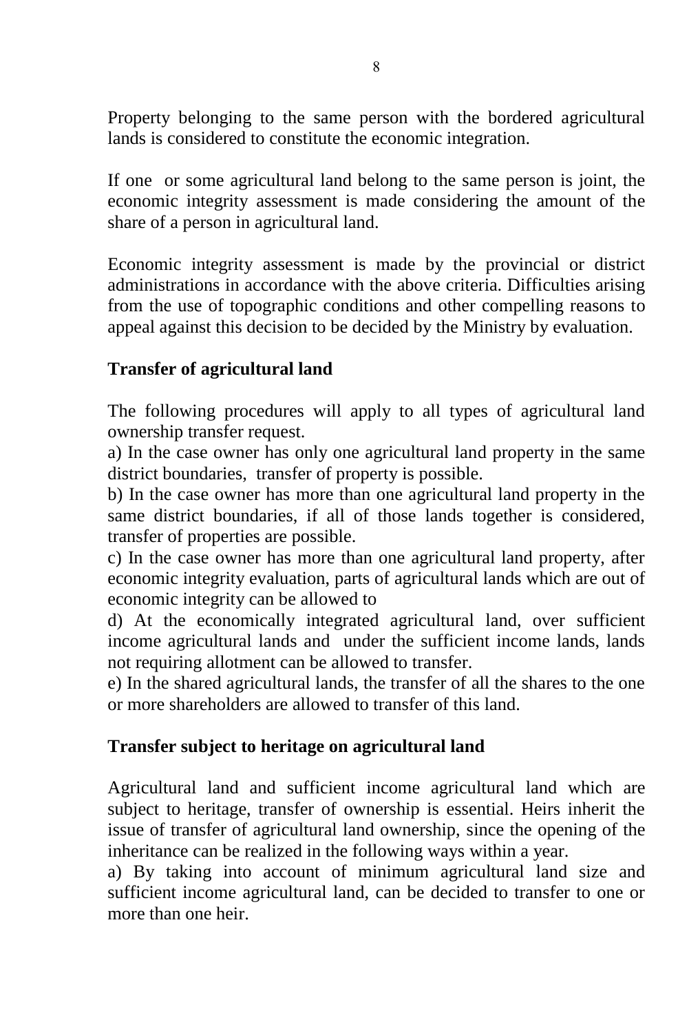Property belonging to the same person with the bordered agricultural lands is considered to constitute the economic integration.

If one or some agricultural land belong to the same person is joint, the economic integrity assessment is made considering the amount of the share of a person in agricultural land.

Economic integrity assessment is made by the provincial or district administrations in accordance with the above criteria. Difficulties arising from the use of topographic conditions and other compelling reasons to appeal against this decision to be decided by the Ministry by evaluation.

## Transfer of agricultural land

The following procedures will apply to all types of agricultural land ownership transfer request.

a) In the case owner has only one agricultural land property in the same district boundaries, transfer of property is possible.

b) In the case owner has more than one agricultural land property in the same district boundaries, if all of those lands together is considered, transfer of properties are possible.

c) In the case owner has more than one agricultural land property, after economic integrity evaluation, parts of agricultural lands which are out of economic integrity can be allowed to

d) At the economically integrated agricultural land, over sufficient income agricultural lands and under the sufficient income lands, lands not requiring allotment can be allowed to transfer.

e) In the shared agricultural lands, the transfer of all the shares to the one or more shareholders are allowed to transfer of this land.

## Transfer subject to heritage on agricultural land

Agricultural land and sufficient income agricultural land which are subject to heritage, transfer of ownership is essential. Heirs inherit the issue of transfer of agricultural land ownership, since the opening of the inheritance can be realized in the following ways within a year.

a) By taking into account of minimum agricultural land size and sufficient income agricultural land, can be decided to transfer to one or more than one heir.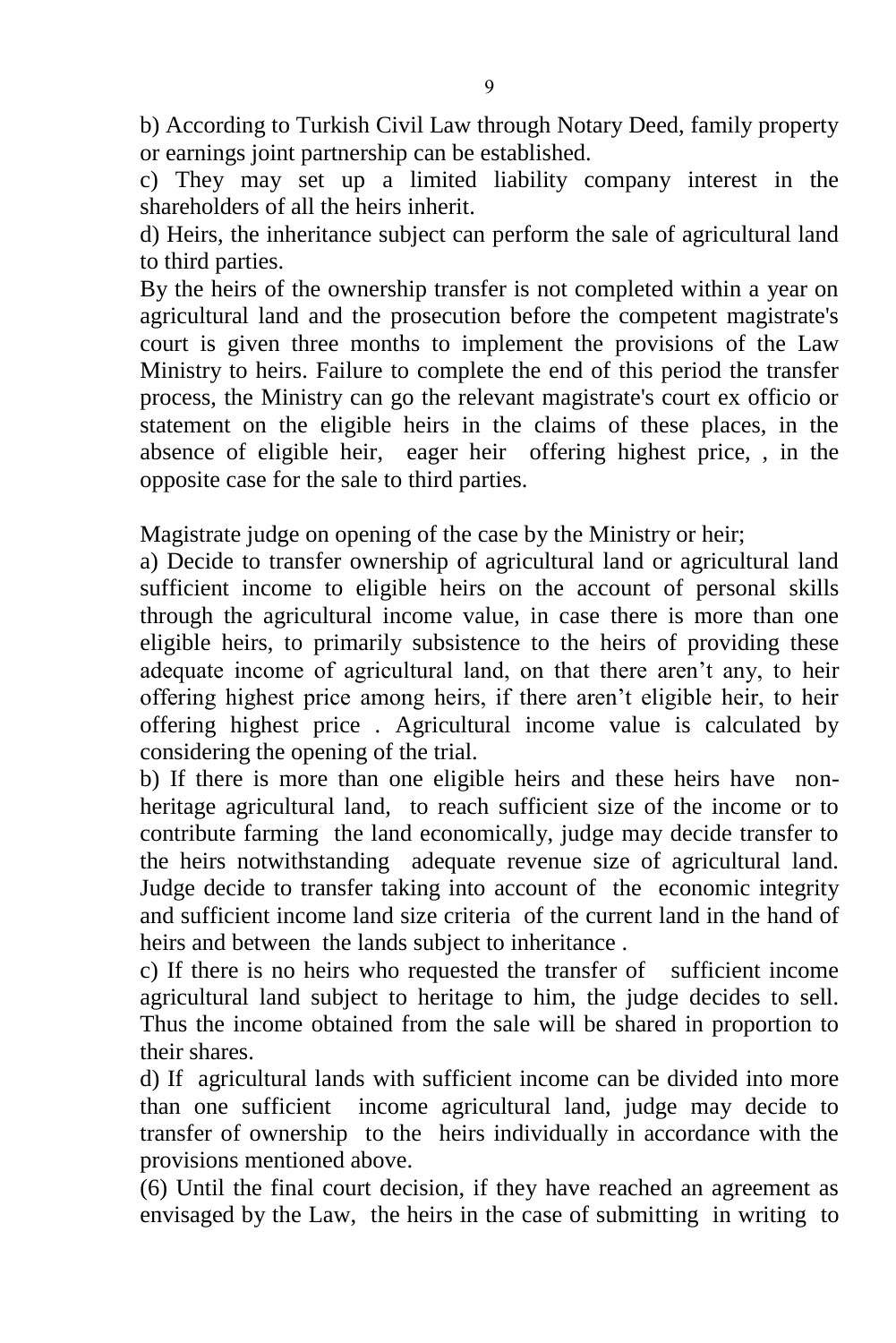b) According to Turkish Civil Law through Notary Deed, family property or earnings joint partnership can be established.

c) They may set up a limited liability company interest in the shareholders of all the heirs inherit.

d) Heirs, the inheritance subject can perform the sale of agricultural land to third parties.

By the heirs of the ownership transfer is not completed within a year on agricultural land and the prosecution before the competent magistrate's court is given three months to implement the provisions of the Law Ministry to heirs. Failure to complete the end of this period the transfer process, the Ministry can go the relevant magistrate's court ex officio or statement on the eligible heirs in the claims of these places, in the absence of eligible heir, eager heir offering highest price, , in the opposite case for the sale to third parties.

Magistrate judge on opening of the case by the Ministry or heir;

a) Decide to transfer ownership of agricultural land or agricultural land sufficient income to eligible heirs on the account of personal skills through the agricultural income value, in case there is more than one eligible heirs, to primarily subsistence to the heirs of providing these adequate income of agricultural land, on that there aren't any, to heir offering highest price among heirs, if there aren't eligible heir, to heir offering highest price . Agricultural income value is calculated by considering the opening of the trial.

b) If there is more than one eligible heirs and these heirs have non-heritage agricultural land, to reach sufficient size of the income or to contribute farming the land economically, judge may decide transfer to the heirs notwithstanding adequate revenue size of agricultural land. Judge decide to transfer taking into account of the economic integrity and sufficient income land size criteria of the current land in the hand of heirs and between the lands subject to inheritance .

c) If there is no heirs who requested the transfer of sufficient income agricultural land subject to heritage to him, the judge decides to sell. Thus the income obtained from the sale will be shared in proportion to their shares.

d) If agricultural lands with sufficient income can be divided into more than one sufficient income agricultural land, judge may decide to transfer of ownership to the heirs individually in accordance with the provisions mentioned above.

(6) Until the final court decision, if they have reached an agreement as envisaged by the Law, the heirs in the case of submitting in writing to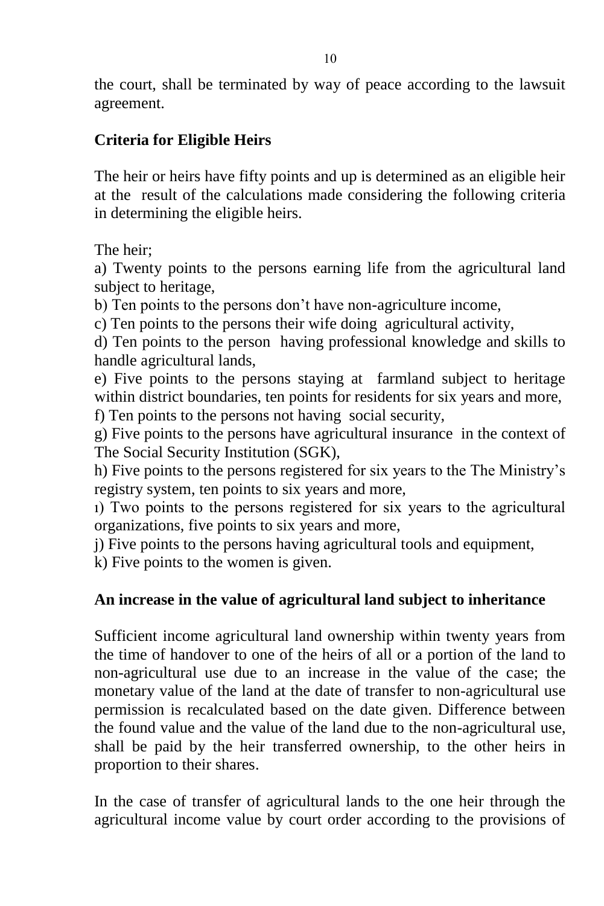the court, shall be terminated by way of peace according to the lawsuit agreement.

**Criteria for Eligible Heirs**

The heir or heirs have fifty points and up is determined as an eligible heir at the result of the calculations made considering the following criteria in determining the eligible heirs.

The heir;

a) Twenty points to the persons earning life from the agricultural land subject to heritage,

b) Ten points to the persons don't have non-agriculture income,

c) Ten points to the persons their wife doing agricultural activity,

d) Ten points to the person having professional knowledge and skills to handle agricultural lands,

e) Five points to the persons staying at farmland subject to heritage within district boundaries, ten points for residents for six years and more,

f) Ten points to the persons not having social security,

g) Five points to the persons have agricultural insurance in the context of The Social Security Institution (SGK),

h) Five points to the persons registered for six years to the The Ministry's registry system, ten points to six years and more,

ı) Two points to the persons registered for six years to the agricultural organizations, five points to six years and more,

j) Five points to the persons having agricultural tools and equipment,

k) Five points to the women is given.

**An increase in the value of agricultural land subject to inheritance**

Sufficient income agricultural land ownership within twenty years from the time of handover to one of the heirs of all or a portion of the land to non-agricultural use due to an increase in the value of the case; the monetary value of the land at the date of transfer to non-agricultural use permission is recalculated based on the date given. Difference between the found value and the value of the land due to the non-agricultural use, shall be paid by the heir transferred ownership, to the other heirs in proportion to their shares.

In the case of transfer of agricultural lands to the one heir through the agricultural income value by court order according to the provisions of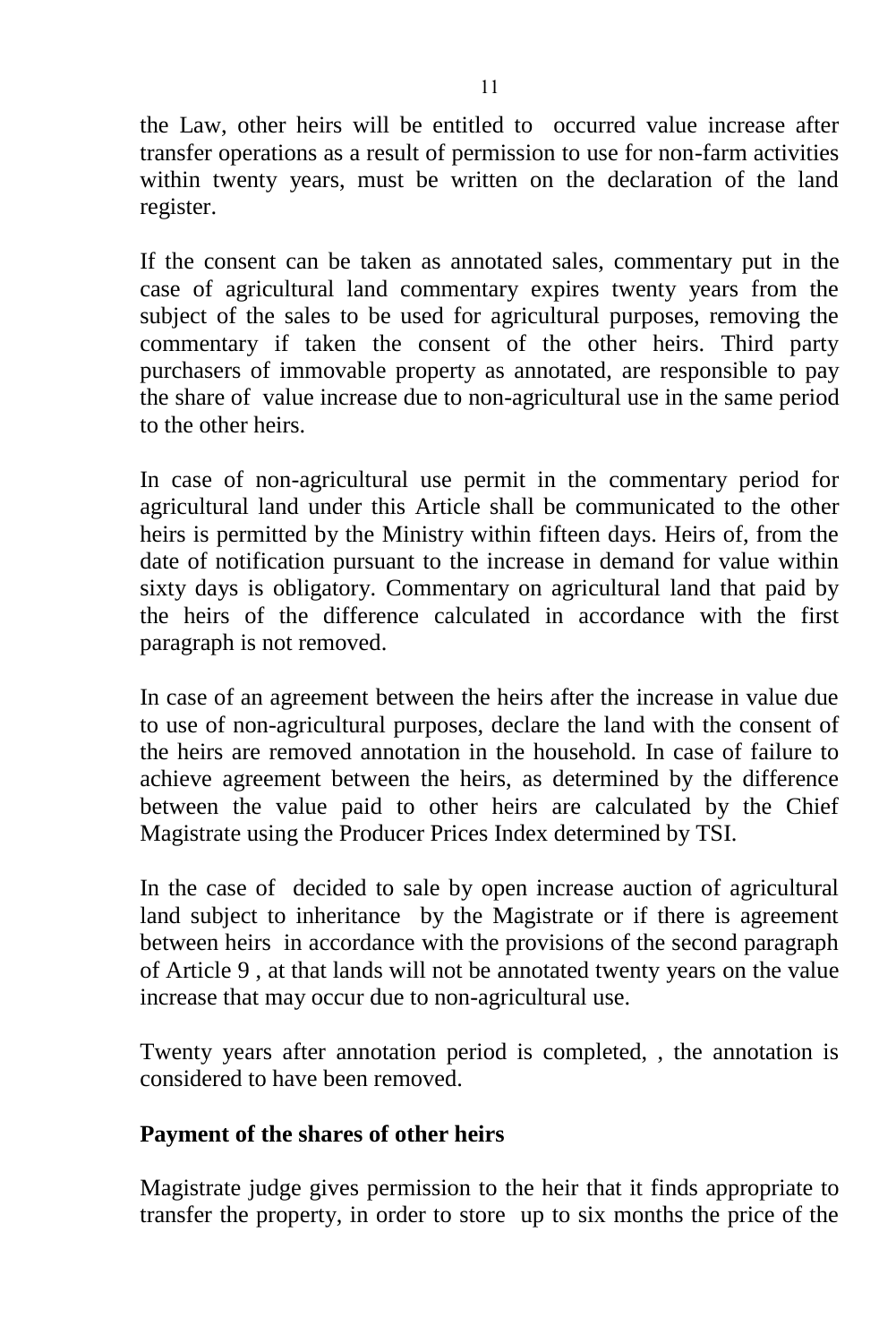the Law, other heirs will be entitled to occurred value increase after transfer operations as a result of permission to use for non-farm activities within twenty years, must be written on the declaration of the land register.

If the consent can be taken as annotated sales, commentary put in the case of agricultural land commentary expires twenty years from the subject of the sales to be used for agricultural purposes, removing the commentary if taken the consent of the other heirs. Third party purchasers of immovable property as annotated, are responsible to pay the share of value increase due to non-agricultural use in the same period to the other heirs.

In case of non-agricultural use permit in the commentary period for agricultural land under this Article shall be communicated to the other heirs is permitted by the Ministry within fifteen days. Heirs of, from the date of notification pursuant to the increase in demand for value within sixty days is obligatory. Commentary on agricultural land that paid by the heirs of the difference calculated in accordance with the first paragraph is not removed.

In case of an agreement between the heirs after the increase in value due to use of non-agricultural purposes, declare the land with the consent of the heirs are removed annotation in the household. In case of failure to achieve agreement between the heirs, as determined by the difference between the value paid to other heirs are calculated by the Chief Magistrate using the Producer Prices Index determined by TSI.

In the case of decided to sale by open increase auction of agricultural land subject to inheritance by the Magistrate or if there is agreement between heirs in accordance with the provisions of the second paragraph of Article 9 , at that lands will not be annotated twenty years on the value increase that may occur due to non-agricultural use.

Twenty years after annotation period is completed, , the annotation is considered to have been removed.

**Payment of the shares of other heirs**

Magistrate judge gives permission to the heir that it finds appropriate to transfer the property, in order to store up to six months the price of the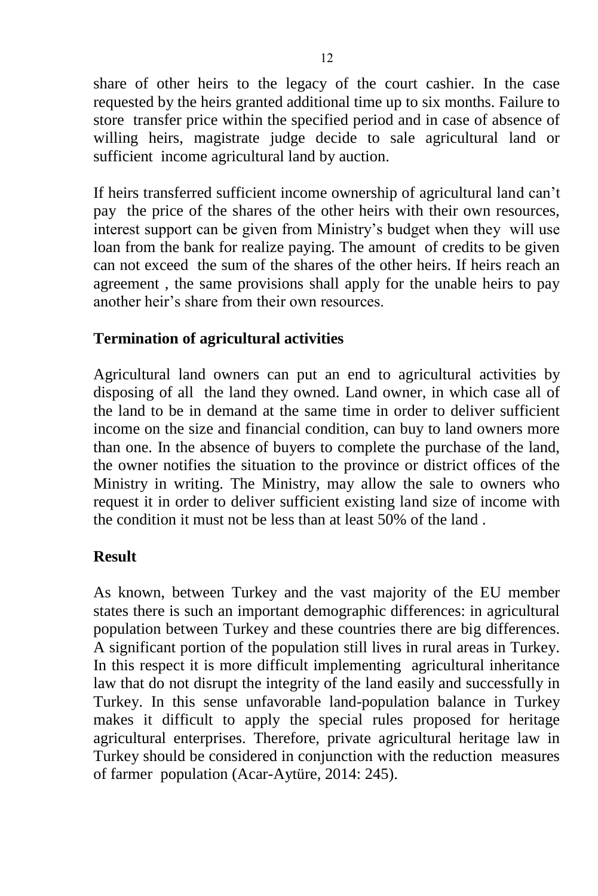share of other heirs to the legacy of the court cashier. In the case requested by the heirs granted additional time up to six months. Failure to store transfer price within the specified period and in case of absence of willing heirs, magistrate judge decide to sale agricultural land or sufficient income agricultural land by auction.

If heirs transferred sufficient income ownership of agricultural land can't pay the price of the shares of the other heirs with their own resources, interest support can be given from Ministry's budget when they will use loan from the bank for realize paying. The amount of credits to be given can not exceed the sum of the shares of the other heirs. If heirs reach an agreement , the same provisions shall apply for the unable heirs to pay another heir's share from their own resources.

### Termination of agricultural activities

Agricultural land owners can put an end to agricultural activities by disposing of all the land they owned. Land owner, in which case all of the land to be in demand at the same time in order to deliver sufficient income on the size and financial condition, can buy to land owners more than one. In the absence of buyers to complete the purchase of the land, the owner notifies the situation to the province or district offices of the Ministry in writing. The Ministry, may allow the sale to owners who request it in order to deliver sufficient existing land size of income with the condition it must not be less than at least 50% of the land .

### Result

As known, between Turkey and the vast majority of the EU member states there is such an important demographic differences: in agricultural population between Turkey and these countries there are big differences. A significant portion of the population still lives in rural areas in Turkey. In this respect it is more difficult implementing agricultural inheritance law that do not disrupt the integrity of the land easily and successfully in Turkey. In this sense unfavorable land-population balance in Turkey makes it difficult to apply the special rules proposed for heritage agricultural enterprises. Therefore, private agricultural heritage law in Turkey should be considered in conjunction with the reduction measures of farmer population (Acar-Aytüre, 2014: 245).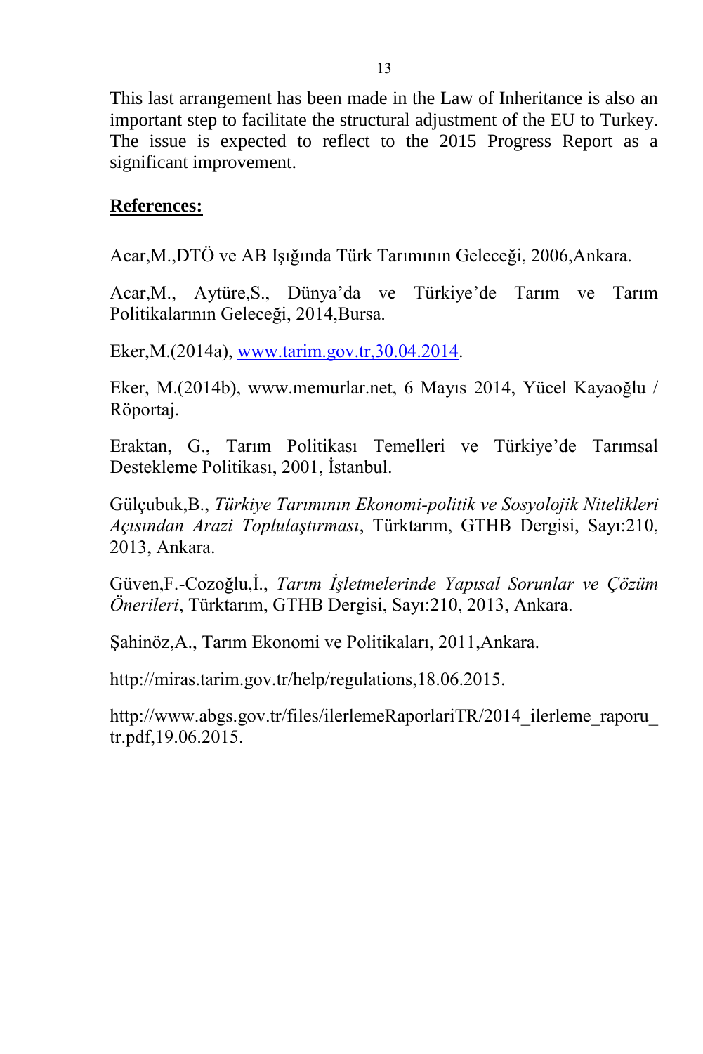This last arrangement has been made in the Law of Inheritance is also an important step to facilitate the structural adjustment of the EU to Turkey. The issue is expected to reflect to the 2015 Progress Report as a significant improvement.

## References:

Acar,M.,DTÖ ve AB Işığında Türk Tarımının Geleceği, 2006,Ankara.

Acar,M., Aytüre,S., Dünya'da ve Türkiye'de Tarım ve Tarım Politikalarının Geleceği, 2014,Bursa.

Eker,M.(2014a), www.tarim.gov.tr,30.04.2014.

Eker, M.(2014b), www.memurlar.net, 6 Mayıs 2014, Yücel Kayaoğlu / Röportaj.

Eraktan, G., Tarım Politikası Temelleri ve Türkiye'de Tarımsal Destekleme Politikası, 2001, İstanbul.

Gülçubuk,B., *Türkiye Tarımının Ekonomi-politik ve Sosyolojik Nitelikleri Açısından Arazi Toplulaştırması*, Türktarım, GTHB Dergisi, Sayı:210, 2013, Ankara.

Güven,F.-Cozoğlu,İ., *Tarım İşletmelerinde Yapısal Sorunlar ve Çözüm Önerileri*, Türktarım, GTHB Dergisi, Sayı:210, 2013, Ankara.

Şahinöz,A., Tarım Ekonomi ve Politikaları, 2011,Ankara.

http://miras.tarim.gov.tr/help/regulations,18.06.2015.

http://www.abgs.gov.tr/files/ilerlemeRaporlariTR/2014_ilerleme_raporu_tr.pdf,19.06.2015.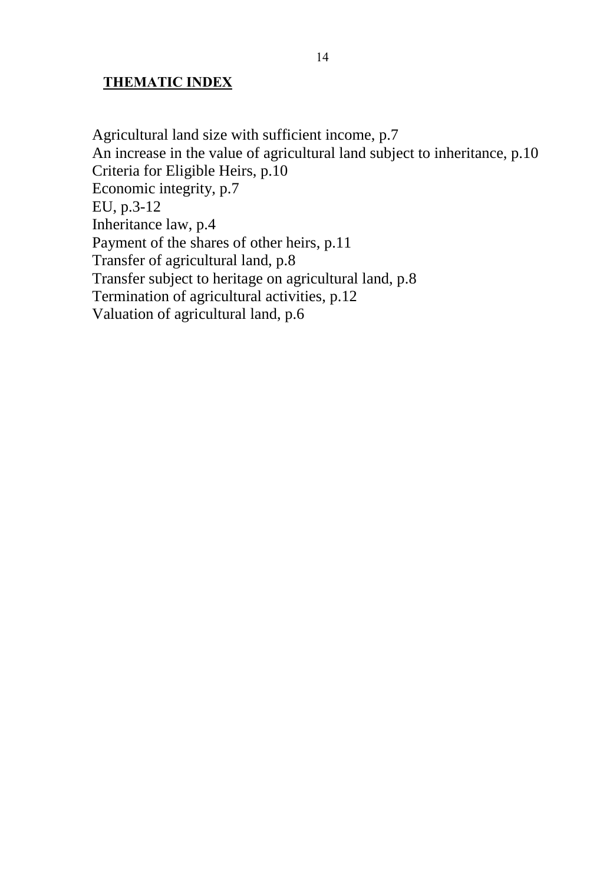## THEMATIC INDEX

Agricultural land size with sufficient income, p.7
An increase in the value of agricultural land subject to inheritance, p.10
Criteria for Eligible Heirs, p.10
Economic integrity, p.7
EU, p.3-12
Inheritance law, p.4
Payment of the shares of other heirs, p.11
Transfer of agricultural land, p.8
Transfer subject to heritage on agricultural land, p.8
Termination of agricultural activities, p.12
Valuation of agricultural land, p.6